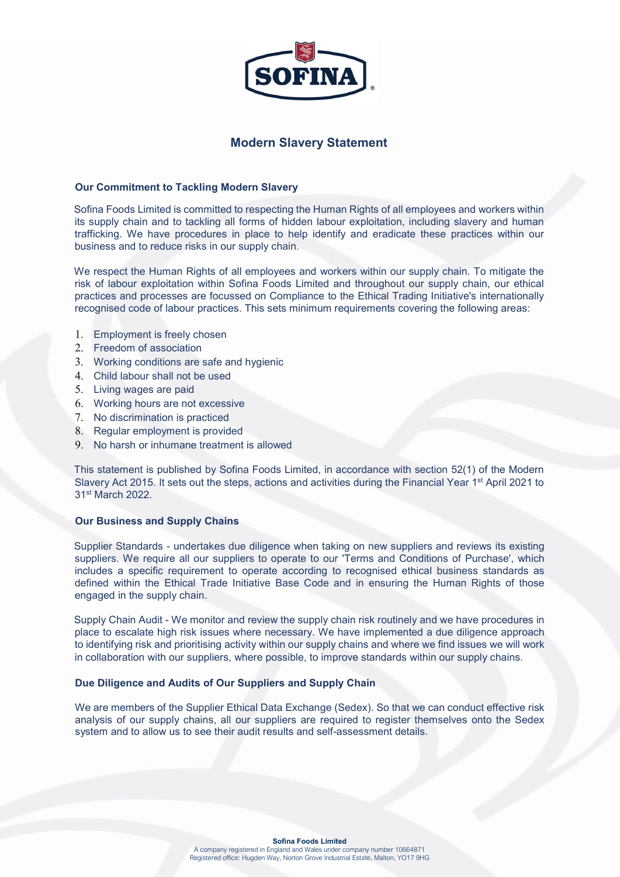# Modern Slavery Statement

## Our Commitment to Tackling Modern Slavery

Sofina Foods Limited is committed to respecting the Human Rights of all employees and workers within its supply chain and to tackling all forms of hidden labour exploitation, including slavery and human trafficking. We have procedures in place to help identify and eradicate these practices within our business and to reduce risks in our supply chain.

We respect the Human Rights of all employees and workers within our supply chain. To mitigate the risk of labour exploitation within Sofina Foods Limited and throughout our supply chain, our ethical practices and processes are focussed on Compliance to the Ethical Trading Initiative's internationally recognised code of labour practices. This sets minimum requirements covering the following areas:

1. Employment is freely chosen
2. Freedom of association
3. Working conditions are safe and hygienic
4. Child labour shall not be used
5. Living wages are paid
6. Working hours are not excessive
7. No discrimination is practiced
8. Regular employment is provided
9. No harsh or inhumane treatment is allowed

This statement is published by Sofina Foods Limited, in accordance with section 52(1) of the Modern Slavery Act 2015. It sets out the steps, actions and activities during the Financial Year 1st April 2021 to 31st March 2022.

## Our Business and Supply Chains

Supplier Standards - undertakes due diligence when taking on new suppliers and reviews its existing suppliers. We require all our suppliers to operate to our 'Terms and Conditions of Purchase', which includes a specific requirement to operate according to recognised ethical business standards as defined within the Ethical Trade Initiative Base Code and in ensuring the Human Rights of those engaged in the supply chain.

Supply Chain Audit - We monitor and review the supply chain risk routinely and we have procedures in place to escalate high risk issues where necessary. We have implemented a due diligence approach to identifying risk and prioritising activity within our supply chains and where we find issues we will work in collaboration with our suppliers, where possible, to improve standards within our supply chains.

## Due Diligence and Audits of Our Suppliers and Supply Chain

We are members of the Supplier Ethical Data Exchange (Sedex). So that we can conduct effective risk analysis of our supply chains, all our suppliers are required to register themselves onto the Sedex system and to allow us to see their audit results and self-assessment details.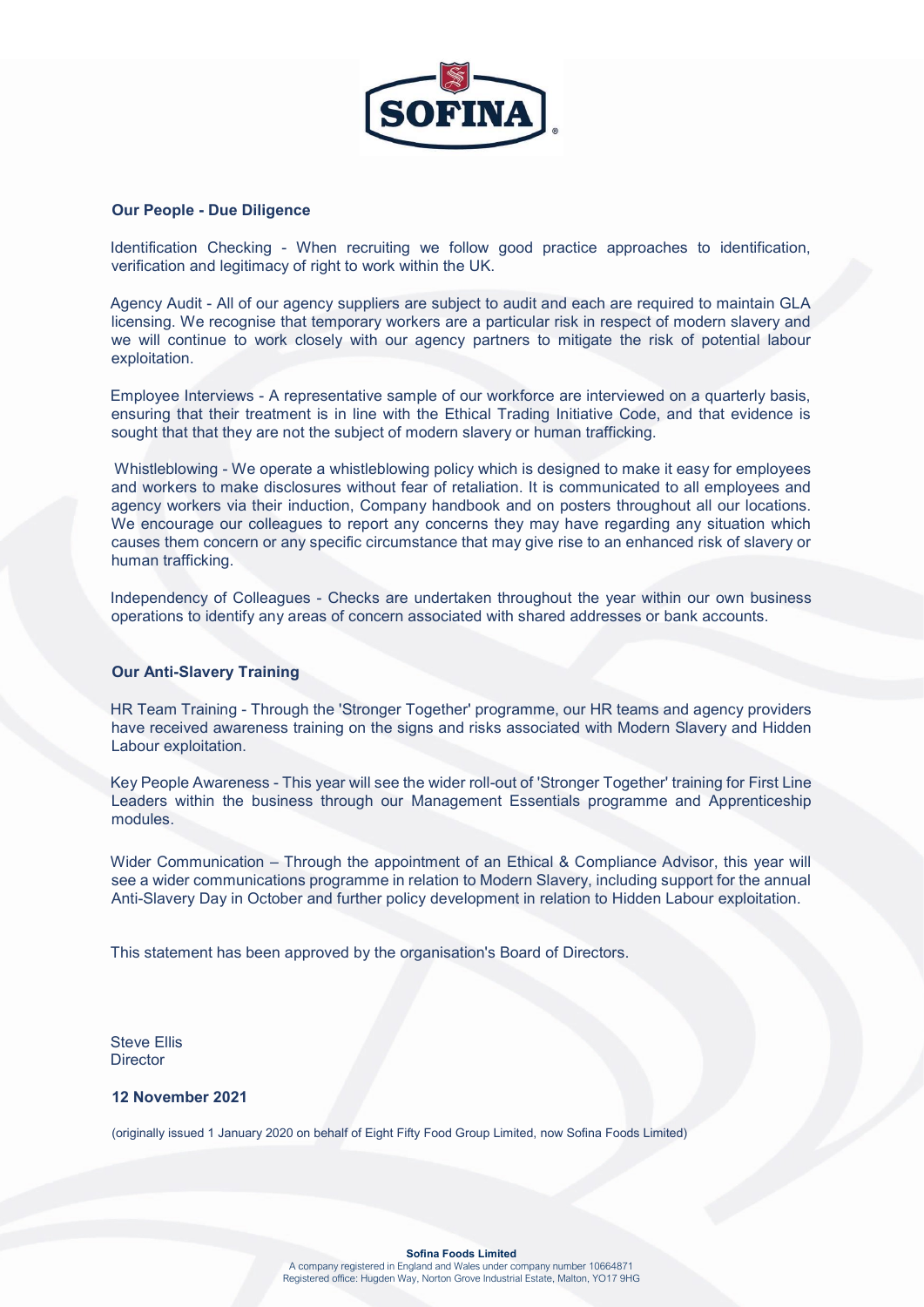## Our People - Due Diligence

Identification Checking - When recruiting we follow good practice approaches to identification, verification and legitimacy of right to work within the UK.

Agency Audit - All of our agency suppliers are subject to audit and each are required to maintain GLA licensing. We recognise that temporary workers are a particular risk in respect of modern slavery and we will continue to work closely with our agency partners to mitigate the risk of potential labour exploitation.

Employee Interviews - A representative sample of our workforce are interviewed on a quarterly basis, ensuring that their treatment is in line with the Ethical Trading Initiative Code, and that evidence is sought that that they are not the subject of modern slavery or human trafficking.

Whistleblowing - We operate a whistleblowing policy which is designed to make it easy for employees and workers to make disclosures without fear of retaliation. It is communicated to all employees and agency workers via their induction, Company handbook and on posters throughout all our locations. We encourage our colleagues to report any concerns they may have regarding any situation which causes them concern or any specific circumstance that may give rise to an enhanced risk of slavery or human trafficking.

Independency of Colleagues - Checks are undertaken throughout the year within our own business operations to identify any areas of concern associated with shared addresses or bank accounts.

## Our Anti-Slavery Training

HR Team Training - Through the 'Stronger Together' programme, our HR teams and agency providers have received awareness training on the signs and risks associated with Modern Slavery and Hidden Labour exploitation.

Key People Awareness - This year will see the wider roll-out of 'Stronger Together' training for First Line Leaders within the business through our Management Essentials programme and Apprenticeship modules.

Wider Communication – Through the appointment of an Ethical & Compliance Advisor, this year will see a wider communications programme in relation to Modern Slavery, including support for the annual Anti-Slavery Day in October and further policy development in relation to Hidden Labour exploitation.

This statement has been approved by the organisation's Board of Directors.

Steve Ellis
Director

**12 November 2021**

(originally issued 1 January 2020 on behalf of Eight Fifty Food Group Limited, now Sofina Foods Limited)

**Sofina Foods Limited**
A company registered in England and Wales under company number 10664871
Registered office: Hugden Way, Norton Grove Industrial Estate, Malton, YO17 9HG